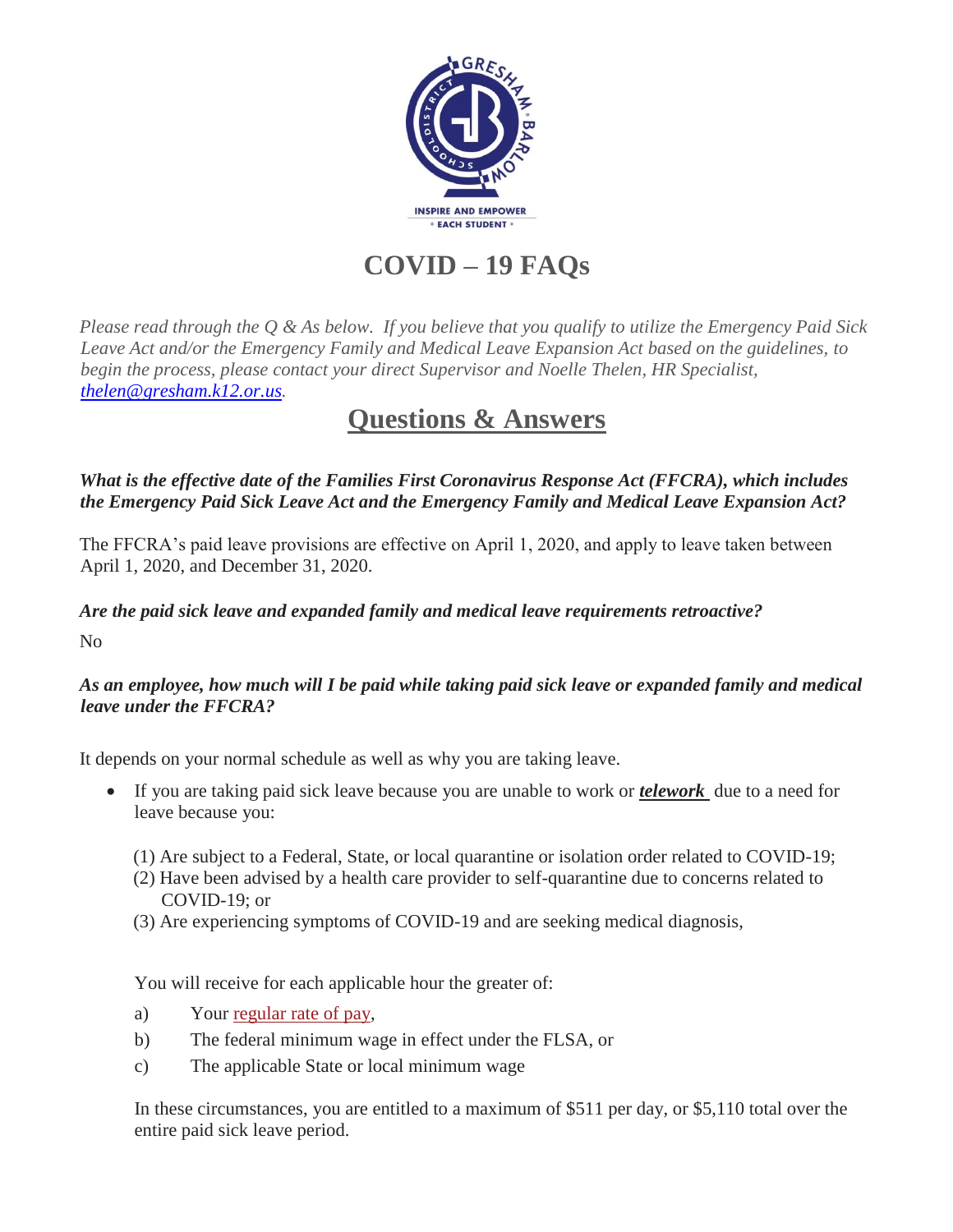# COVID – 19 FAQs

*Please read through the Q & As below. If you believe that you qualify to utilize the Emergency Paid Sick Leave Act and/or the Emergency Family and Medical Leave Expansion Act based on the guidelines, to begin the process, please contact your direct Supervisor and Noelle Thelen, HR Specialist, [thelen@gresham.k12.or.us](mailto:thelen@gresham.k12.or.us).*

## Questions & Answers

***What is the effective date of the Families First Coronavirus Response Act (FFCRA), which includes the Emergency Paid Sick Leave Act and the Emergency Family and Medical Leave Expansion Act?***

The FFCRA's paid leave provisions are effective on April 1, 2020, and apply to leave taken between April 1, 2020, and December 31, 2020.

***Are the paid sick leave and expanded family and medical leave requirements retroactive?***

No

***As an employee, how much will I be paid while taking paid sick leave or expanded family and medical leave under the FFCRA?***

It depends on your normal schedule as well as why you are taking leave.

- If you are taking paid sick leave because you are unable to work or ***telework*** due to a need for leave because you:

  (1) Are subject to a Federal, State, or local quarantine or isolation order related to COVID-19;
  (2) Have been advised by a health care provider to self-quarantine due to concerns related to COVID-19; or
  (3) Are experiencing symptoms of COVID-19 and are seeking medical diagnosis,

  You will receive for each applicable hour the greater of:

  a) Your regular rate of pay,
  b) The federal minimum wage in effect under the FLSA, or
  c) The applicable State or local minimum wage

  In these circumstances, you are entitled to a maximum of $511 per day, or $5,110 total over the entire paid sick leave period.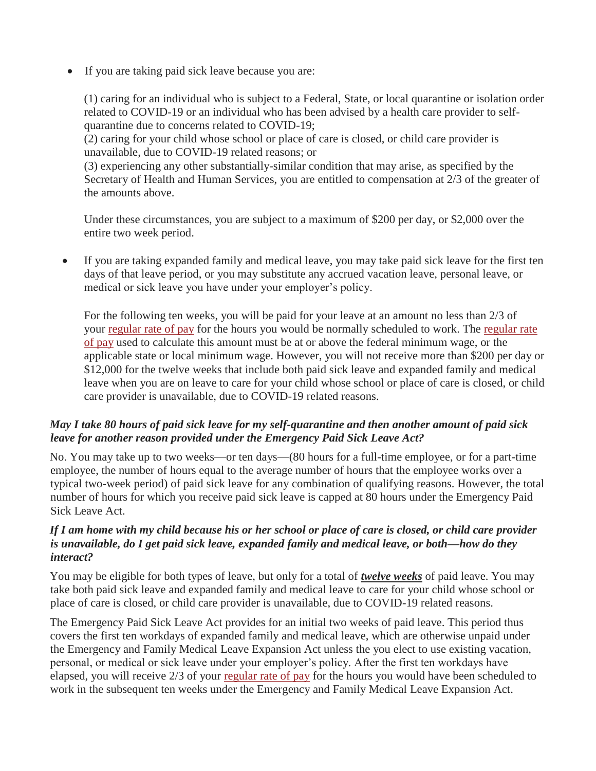- If you are taking paid sick leave because you are:

  (1) caring for an individual who is subject to a Federal, State, or local quarantine or isolation order related to COVID-19 or an individual who has been advised by a health care provider to self-quarantine due to concerns related to COVID-19;
  (2) caring for your child whose school or place of care is closed, or child care provider is unavailable, due to COVID-19 related reasons; or
  (3) experiencing any other substantially-similar condition that may arise, as specified by the Secretary of Health and Human Services, you are entitled to compensation at 2/3 of the greater of the amounts above.

  Under these circumstances, you are subject to a maximum of $200 per day, or $2,000 over the entire two week period.

- If you are taking expanded family and medical leave, you may take paid sick leave for the first ten days of that leave period, or you may substitute any accrued vacation leave, personal leave, or medical or sick leave you have under your employer's policy.

  For the following ten weeks, you will be paid for your leave at an amount no less than 2/3 of your regular rate of pay for the hours you would be normally scheduled to work. The regular rate of pay used to calculate this amount must be at or above the federal minimum wage, or the applicable state or local minimum wage. However, you will not receive more than $200 per day or $12,000 for the twelve weeks that include both paid sick leave and expanded family and medical leave when you are on leave to care for your child whose school or place of care is closed, or child care provider is unavailable, due to COVID-19 related reasons.

### *May I take 80 hours of paid sick leave for my self-quarantine and then another amount of paid sick leave for another reason provided under the Emergency Paid Sick Leave Act?*

No. You may take up to two weeks—or ten days—(80 hours for a full-time employee, or for a part-time employee, the number of hours equal to the average number of hours that the employee works over a typical two-week period) of paid sick leave for any combination of qualifying reasons. However, the total number of hours for which you receive paid sick leave is capped at 80 hours under the Emergency Paid Sick Leave Act.

### *If I am home with my child because his or her school or place of care is closed, or child care provider is unavailable, do I get paid sick leave, expanded family and medical leave, or both—how do they interact?*

You may be eligible for both types of leave, but only for a total of ***twelve weeks*** of paid leave. You may take both paid sick leave and expanded family and medical leave to care for your child whose school or place of care is closed, or child care provider is unavailable, due to COVID-19 related reasons.

The Emergency Paid Sick Leave Act provides for an initial two weeks of paid leave. This period thus covers the first ten workdays of expanded family and medical leave, which are otherwise unpaid under the Emergency and Family Medical Leave Expansion Act unless the you elect to use existing vacation, personal, or medical or sick leave under your employer's policy. After the first ten workdays have elapsed, you will receive 2/3 of your regular rate of pay for the hours you would have been scheduled to work in the subsequent ten weeks under the Emergency and Family Medical Leave Expansion Act.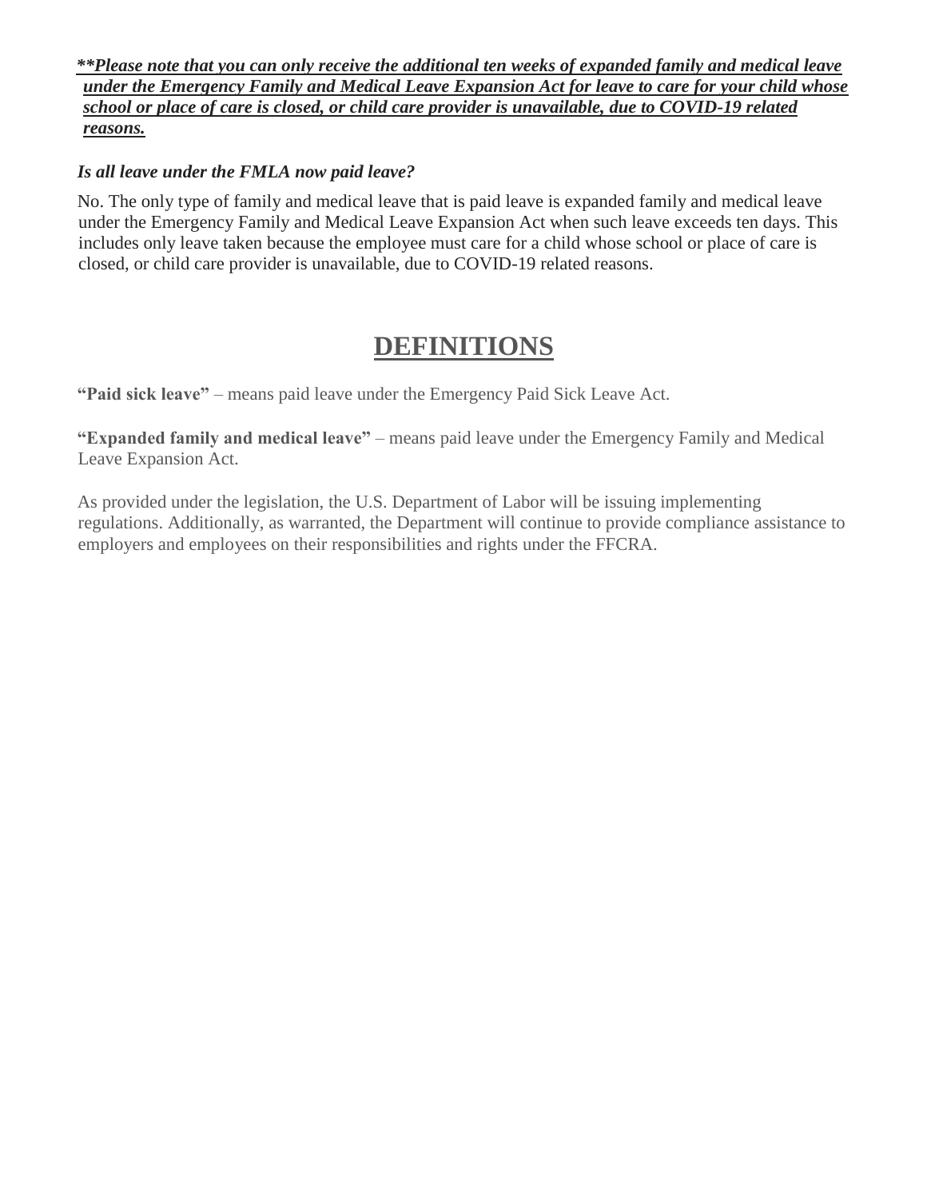***\*Please note that you can only receive the additional ten weeks of expanded family and medical leave under the Emergency Family and Medical Leave Expansion Act for leave to care for your child whose school or place of care is closed, or child care provider is unavailable, due to COVID-19 related reasons.***

***Is all leave under the FMLA now paid leave?***

No. The only type of family and medical leave that is paid leave is expanded family and medical leave under the Emergency Family and Medical Leave Expansion Act when such leave exceeds ten days. This includes only leave taken because the employee must care for a child whose school or place of care is closed, or child care provider is unavailable, due to COVID-19 related reasons.

# DEFINITIONS

**"Paid sick leave"** – means paid leave under the Emergency Paid Sick Leave Act.

**"Expanded family and medical leave"** – means paid leave under the Emergency Family and Medical Leave Expansion Act.

As provided under the legislation, the U.S. Department of Labor will be issuing implementing regulations. Additionally, as warranted, the Department will continue to provide compliance assistance to employers and employees on their responsibilities and rights under the FFCRA.